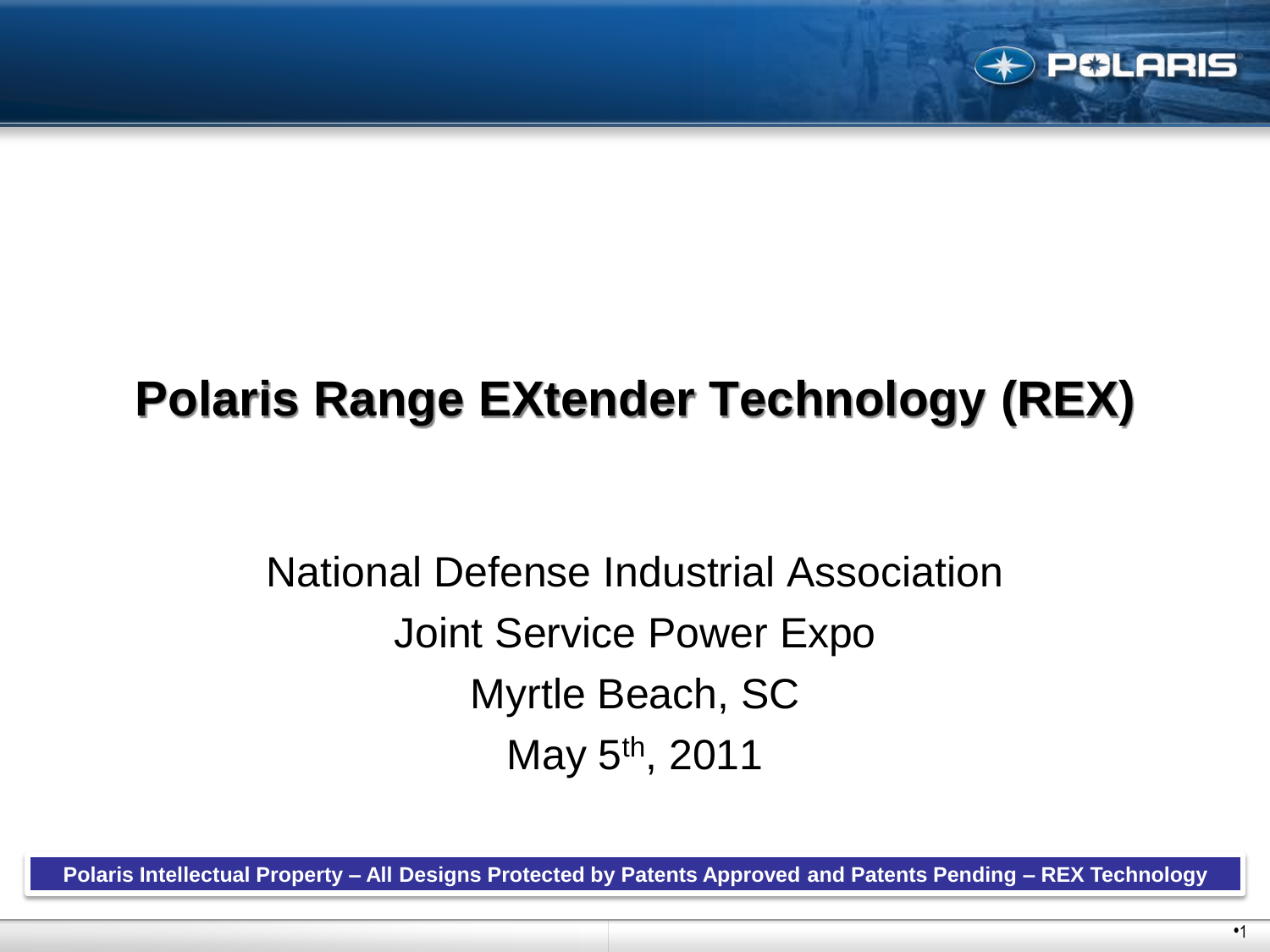# Polaris Range EXtender Technology (REX)

National Defense Industrial Association

Joint Service Power Expo

Myrtle Beach, SC

May 5th, 2011

**Polaris Intellectual Property – All Designs Protected by Patents Approved and Patents Pending – REX Technology**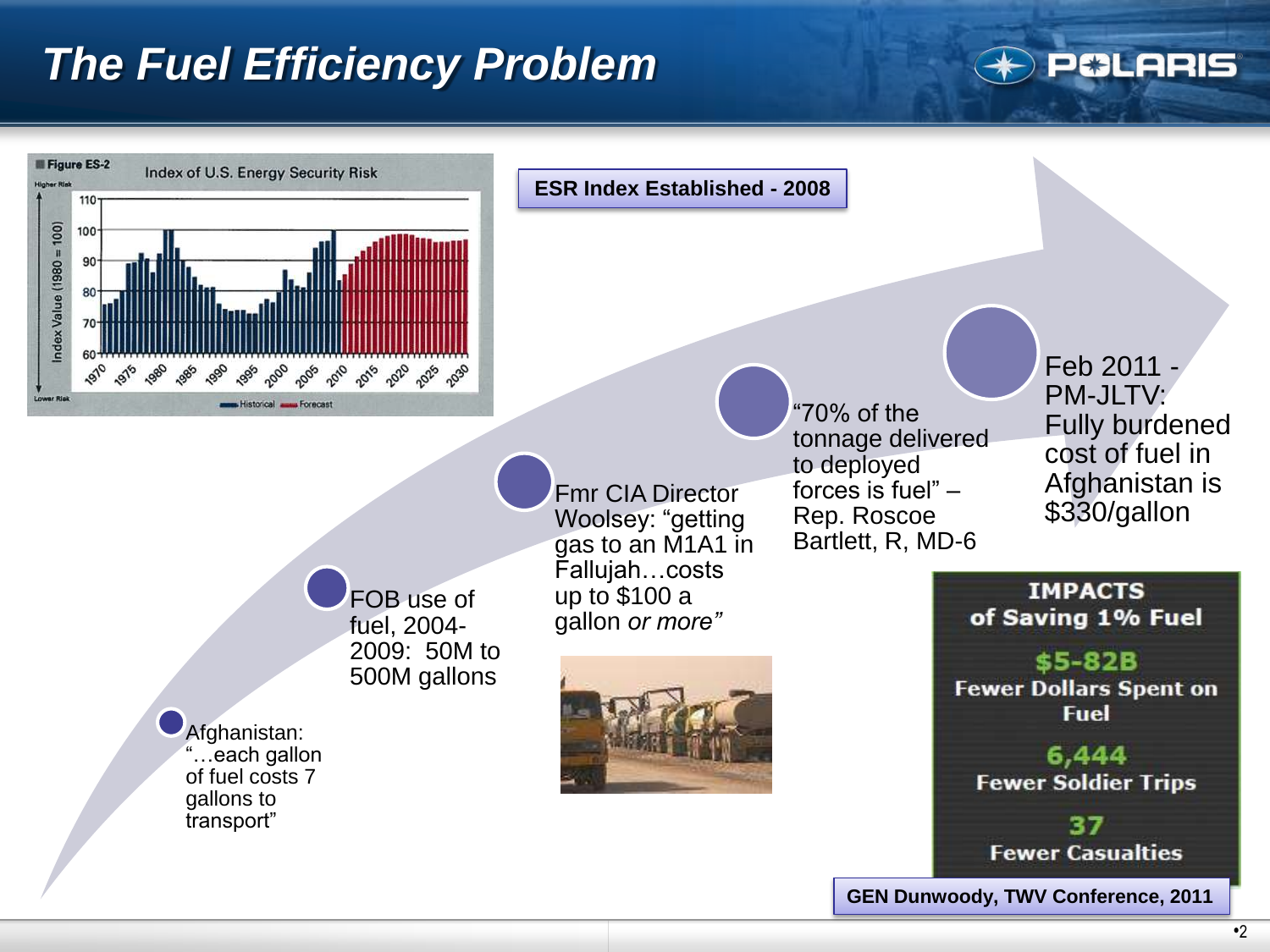# The Fuel Efficiency Problem

**Figure ES-2** Index of U.S. Energy Security Risk

**ESR Index Established - 2008**

- Afghanistan: "…each gallon of fuel costs 7 gallons to transport"
- FOB use of fuel, 2004-2009: 50M to 500M gallons
- Fmr CIA Director Woolsey: "getting gas to an M1A1 in Fallujah…costs up to $100 a gallon *or more"*
- "70% of the tonnage delivered to deployed forces is fuel" – Rep. Roscoe Bartlett, R, MD-6
- Feb 2011 - PM-JLTV: Fully burdened cost of fuel in Afghanistan is $330/gallon

**IMPACTS of Saving 1% Fuel**

- **$5-82B** Fewer Dollars Spent on Fuel
- **6,444** Fewer Soldier Trips
- **37** Fewer Casualties

**GEN Dunwoody, TWV Conference, 2011**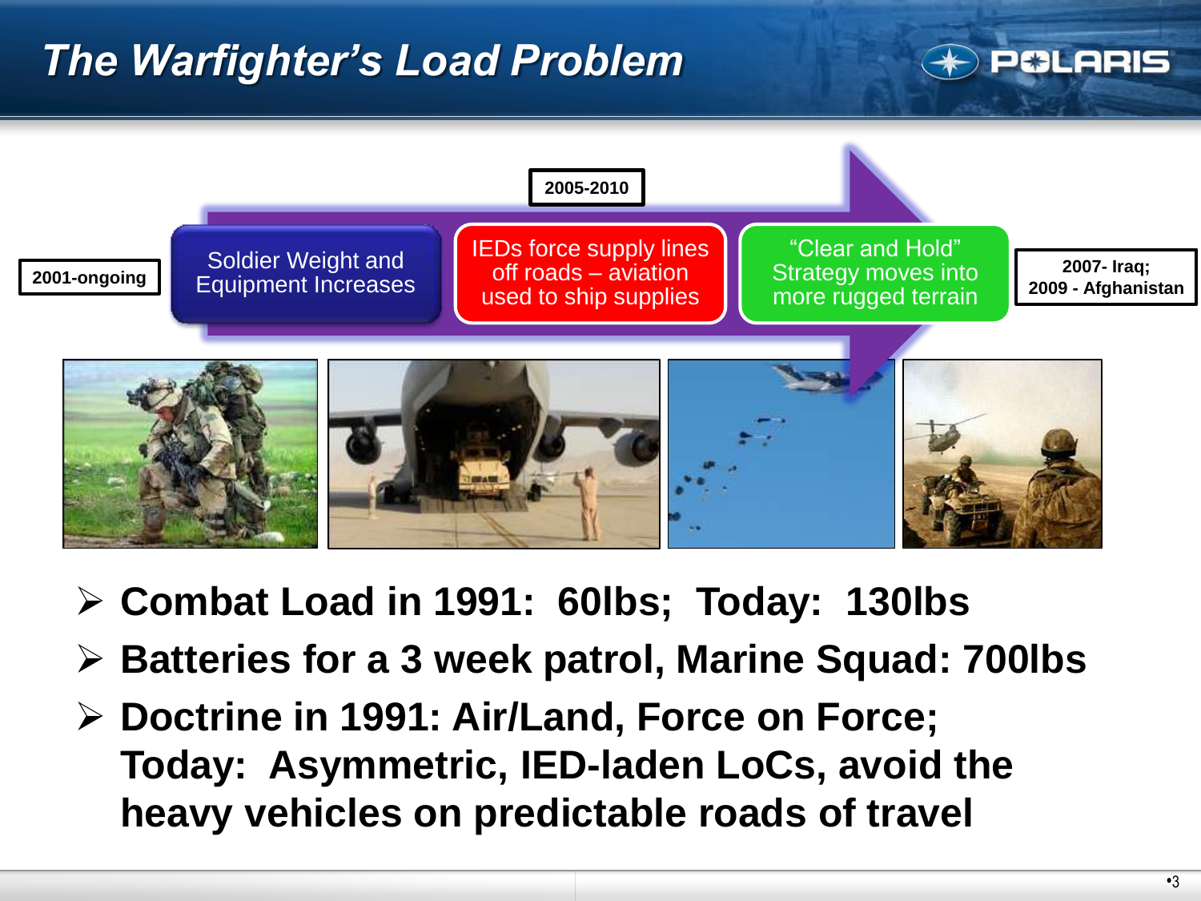# The Warfighter's Load Problem

2001-ongoing → Soldier Weight and Equipment Increases

2005-2010 → IEDs force supply lines off roads – aviation used to ship supplies

"Clear and Hold" Strategy moves into more rugged terrain → 2007- Iraq; 2009 - Afghanistan

- **Combat Load in 1991: 60lbs; Today: 130lbs**
- **Batteries for a 3 week patrol, Marine Squad: 700lbs**
- **Doctrine in 1991: Air/Land, Force on Force; Today: Asymmetric, IED-laden LoCs, avoid the heavy vehicles on predictable roads of travel**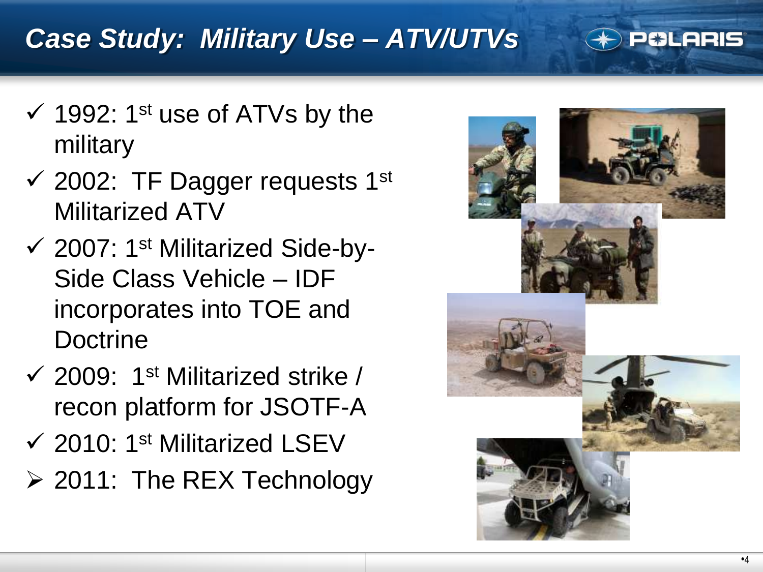# Case Study: Military Use – ATV/UTVs

- ✓ 1992: 1st use of ATVs by the military
- ✓ 2002: TF Dagger requests 1st Militarized ATV
- ✓ 2007: 1st Militarized Side-by-Side Class Vehicle – IDF incorporates into TOE and Doctrine
- ✓ 2009: 1st Militarized strike / recon platform for JSOTF-A
- ✓ 2010: 1st Militarized LSEV
- ➢ 2011: The REX Technology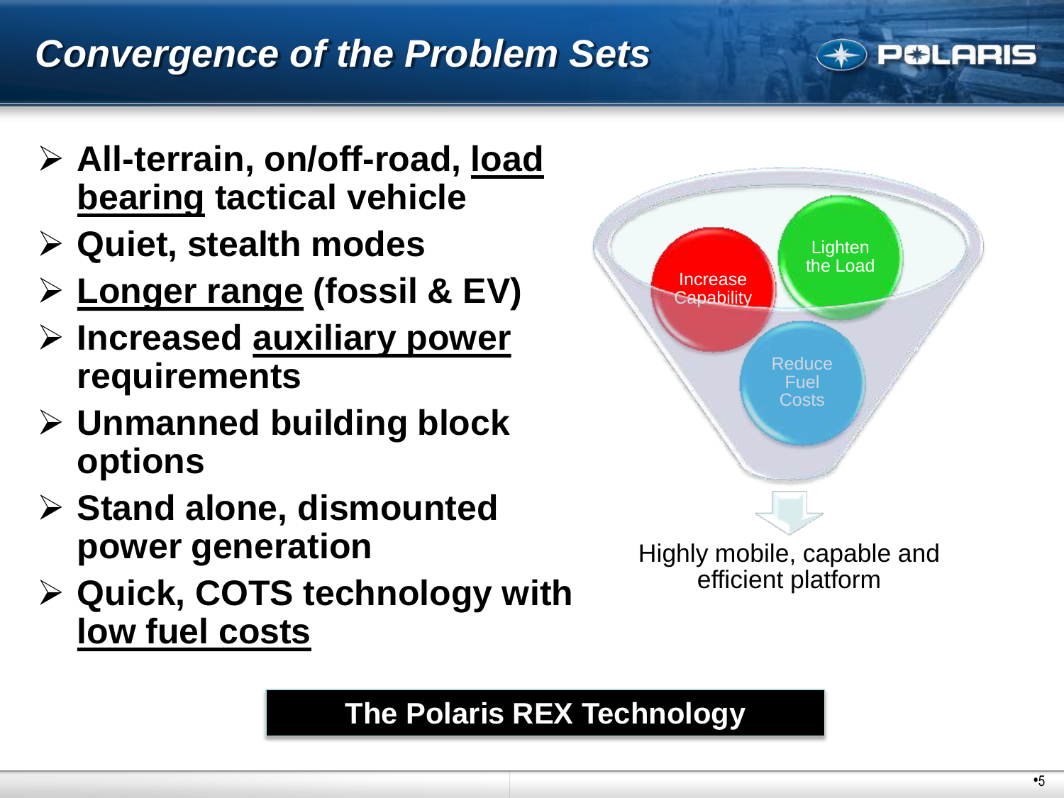# *Convergence of the Problem Sets*

- **All-terrain, on/off-road, <u>load bearing</u> tactical vehicle**
- **Quiet, stealth modes**
- **<u>Longer range</u> (fossil & EV)**
- **Increased <u>auxiliary power</u> requirements**
- **Unmanned building block options**
- **Stand alone, dismounted power generation**
- **Quick, COTS technology with <u>low fuel costs</u>**

Increase Capability

Lighten the Load

Reduce Fuel Costs

Highly mobile, capable and efficient platform

**The Polaris REX Technology**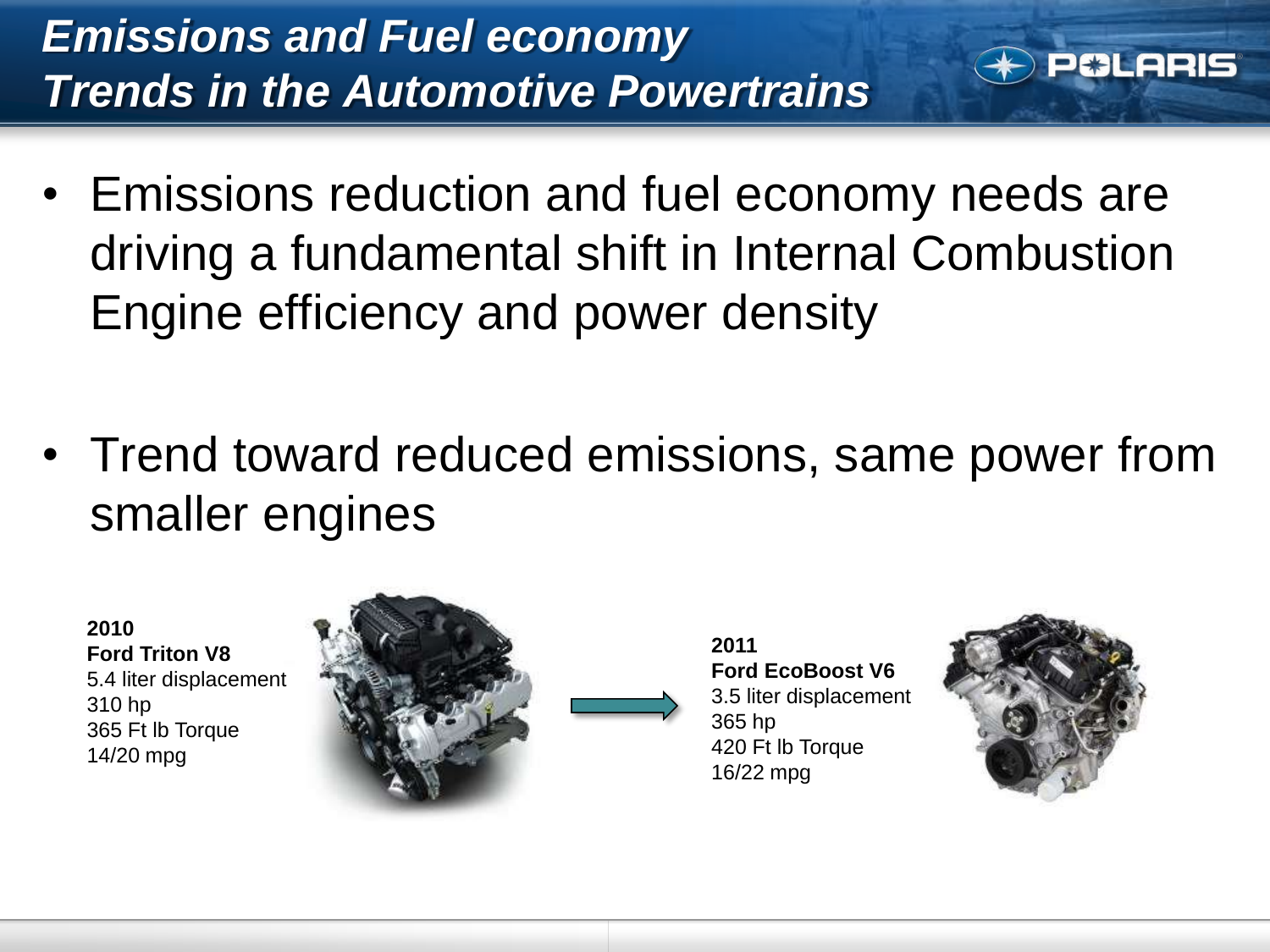# *Emissions and Fuel economy Trends in the Automotive Powertrains*

- Emissions reduction and fuel economy needs are driving a fundamental shift in Internal Combustion Engine efficiency and power density

- Trend toward reduced emissions, same power from smaller engines

**2010**
**Ford Triton V8**
5.4 liter displacement
310 hp
365 Ft lb Torque
14/20 mpg

**2011**
**Ford EcoBoost V6**
3.5 liter displacement
365 hp
420 Ft lb Torque
16/22 mpg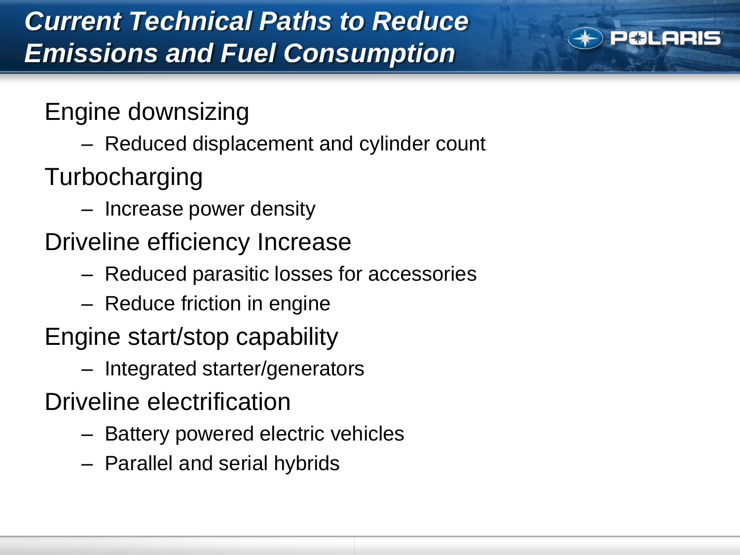# *Current Technical Paths to Reduce Emissions and Fuel Consumption*

- Engine downsizing
  - Reduced displacement and cylinder count
- Turbocharging
  - Increase power density
- Driveline efficiency Increase
  - Reduced parasitic losses for accessories
  - Reduce friction in engine
- Engine start/stop capability
  - Integrated starter/generators
- Driveline electrification
  - Battery powered electric vehicles
  - Parallel and serial hybrids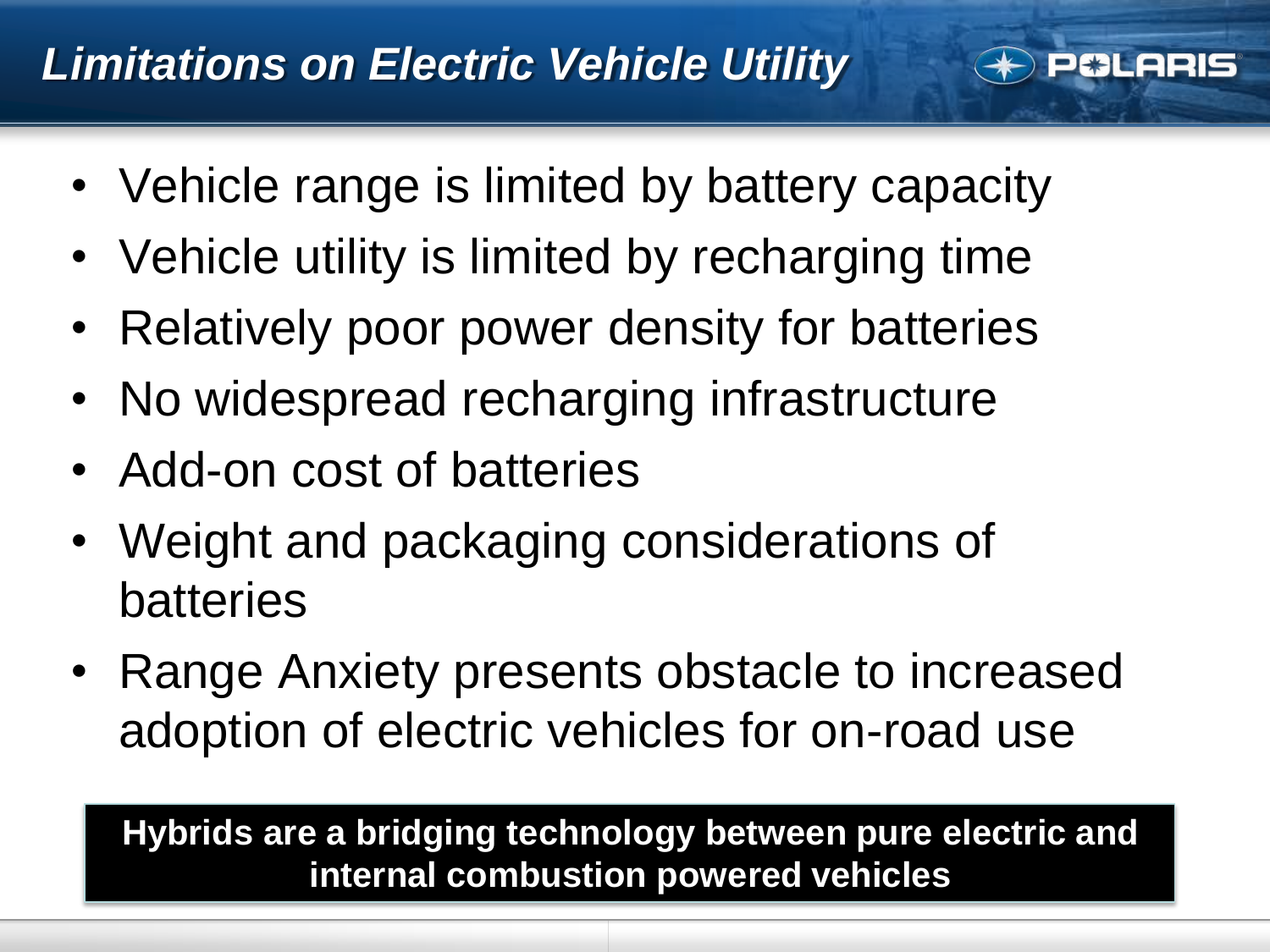# *Limitations on Electric Vehicle Utility*

- Vehicle range is limited by battery capacity
- Vehicle utility is limited by recharging time
- Relatively poor power density for batteries
- No widespread recharging infrastructure
- Add-on cost of batteries
- Weight and packaging considerations of batteries
- Range Anxiety presents obstacle to increased adoption of electric vehicles for on-road use

**Hybrids are a bridging technology between pure electric and internal combustion powered vehicles**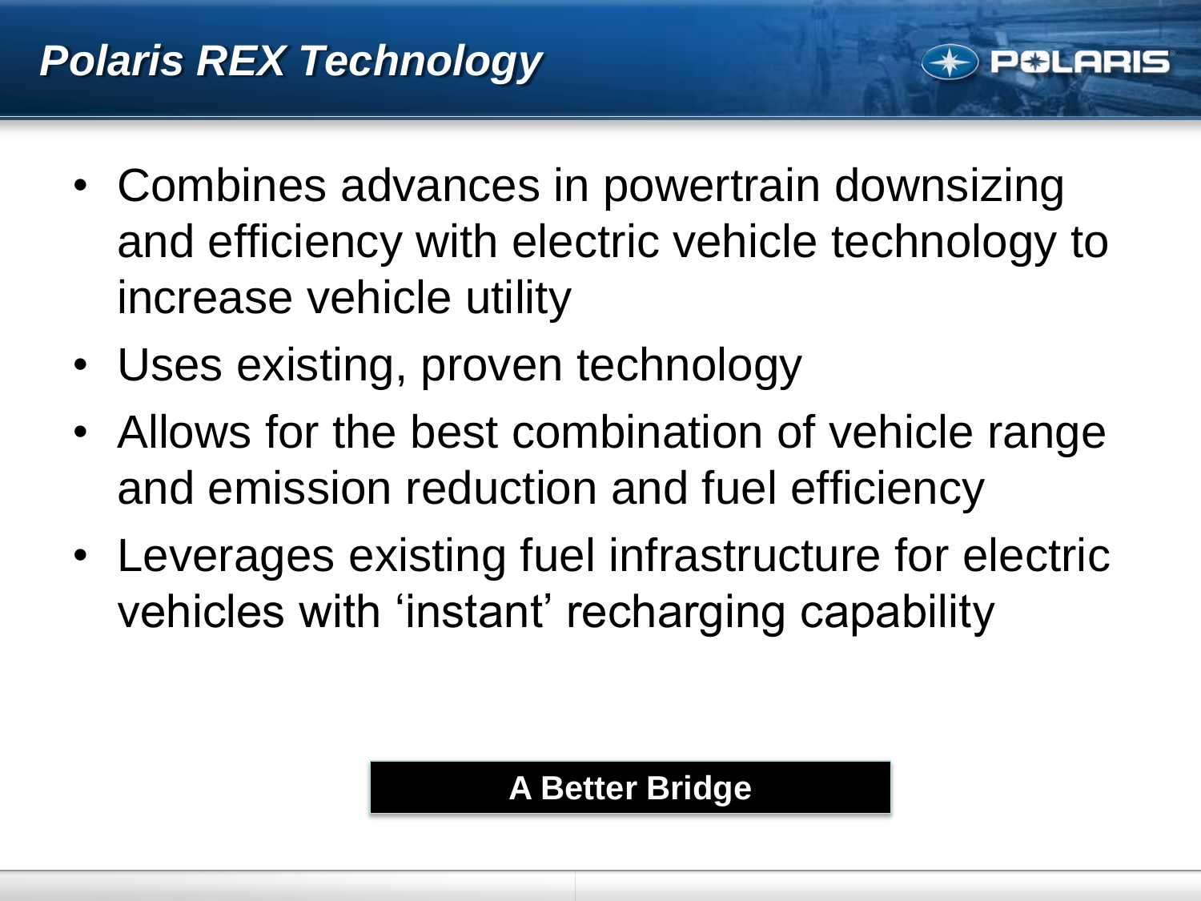## *Polaris REX Technology*

- Combines advances in powertrain downsizing and efficiency with electric vehicle technology to increase vehicle utility
- Uses existing, proven technology
- Allows for the best combination of vehicle range and emission reduction and fuel efficiency
- Leverages existing fuel infrastructure for electric vehicles with ‘instant’ recharging capability

**A Better Bridge**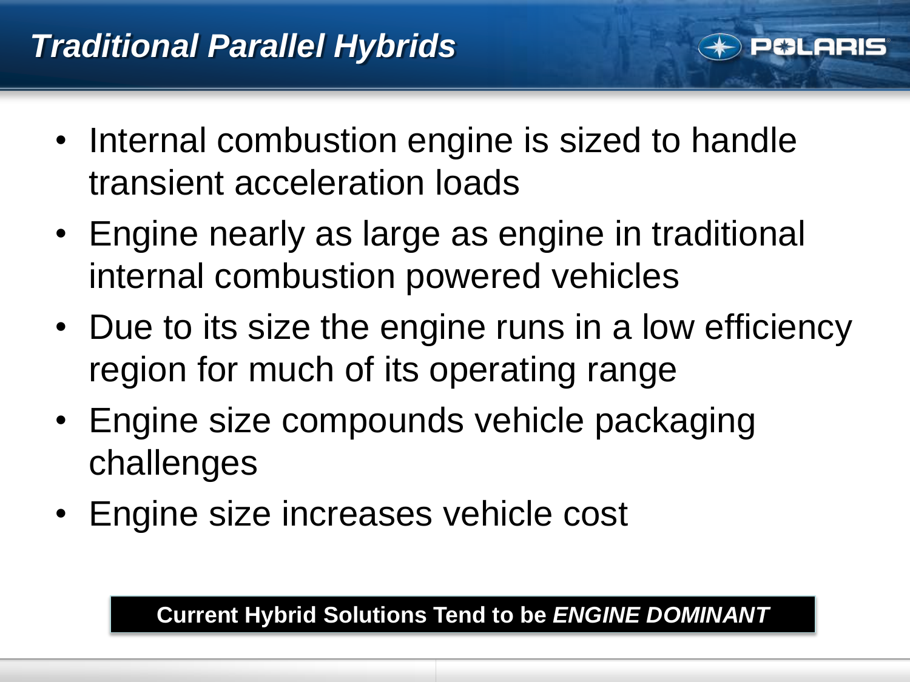## *Traditional Parallel Hybrids*

- Internal combustion engine is sized to handle transient acceleration loads
- Engine nearly as large as engine in traditional internal combustion powered vehicles
- Due to its size the engine runs in a low efficiency region for much of its operating range
- Engine size compounds vehicle packaging challenges
- Engine size increases vehicle cost

**Current Hybrid Solutions Tend to be *ENGINE DOMINANT***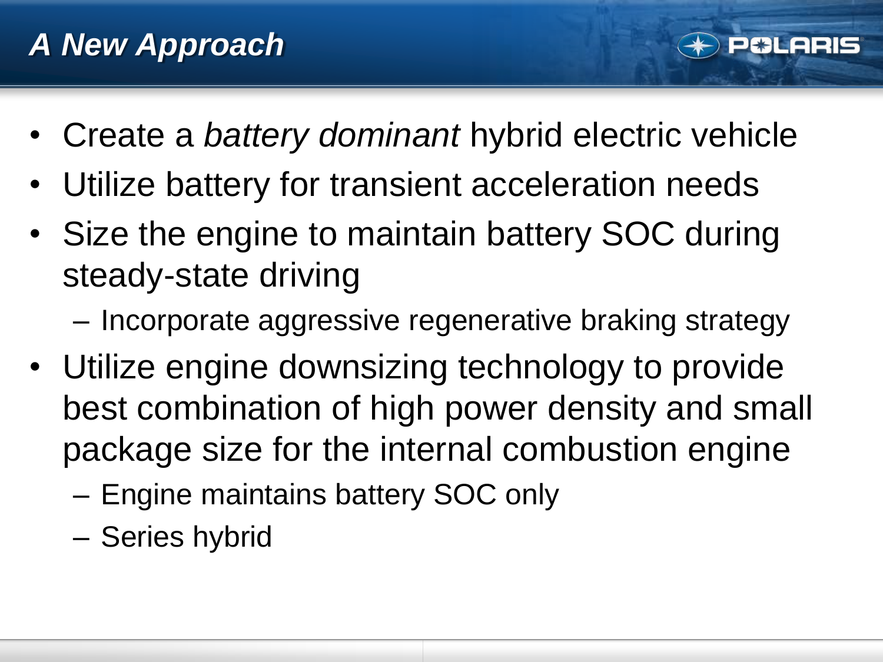# *A New Approach*

- Create a *battery dominant* hybrid electric vehicle
- Utilize battery for transient acceleration needs
- Size the engine to maintain battery SOC during steady-state driving
  - Incorporate aggressive regenerative braking strategy
- Utilize engine downsizing technology to provide best combination of high power density and small package size for the internal combustion engine
  - Engine maintains battery SOC only
  - Series hybrid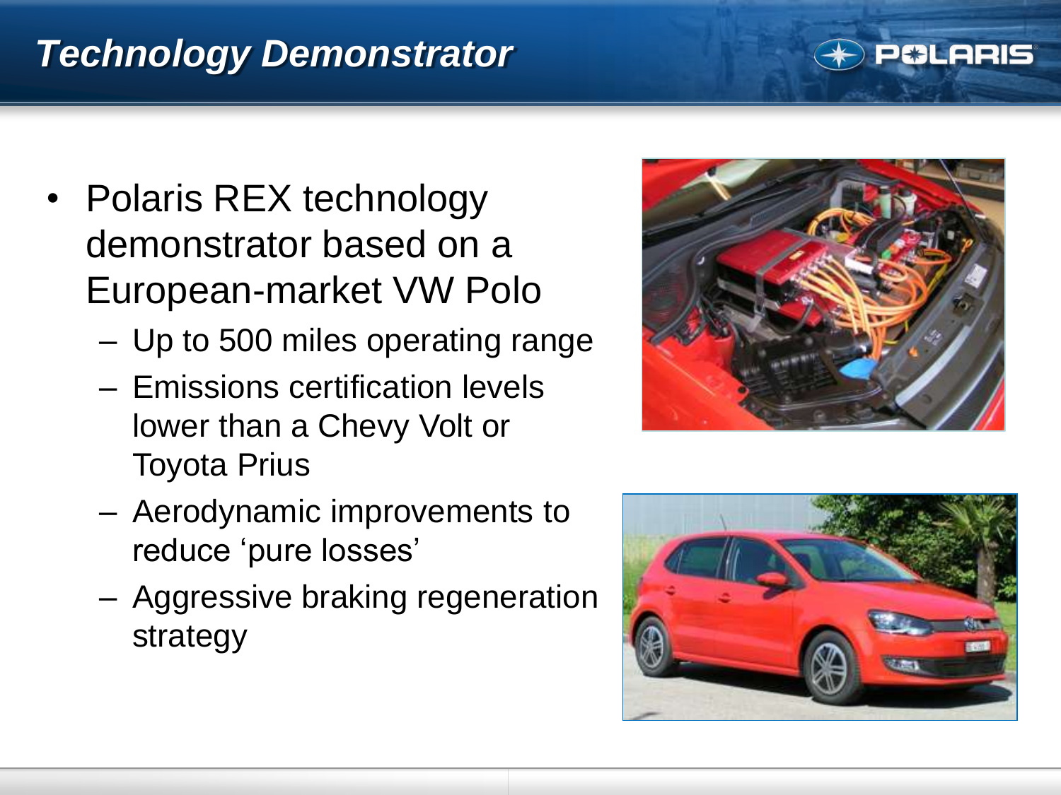## *Technology Demonstrator*

- Polaris REX technology demonstrator based on a European-market VW Polo
  - Up to 500 miles operating range
  - Emissions certification levels lower than a Chevy Volt or Toyota Prius
  - Aerodynamic improvements to reduce ‘pure losses’
  - Aggressive braking regeneration strategy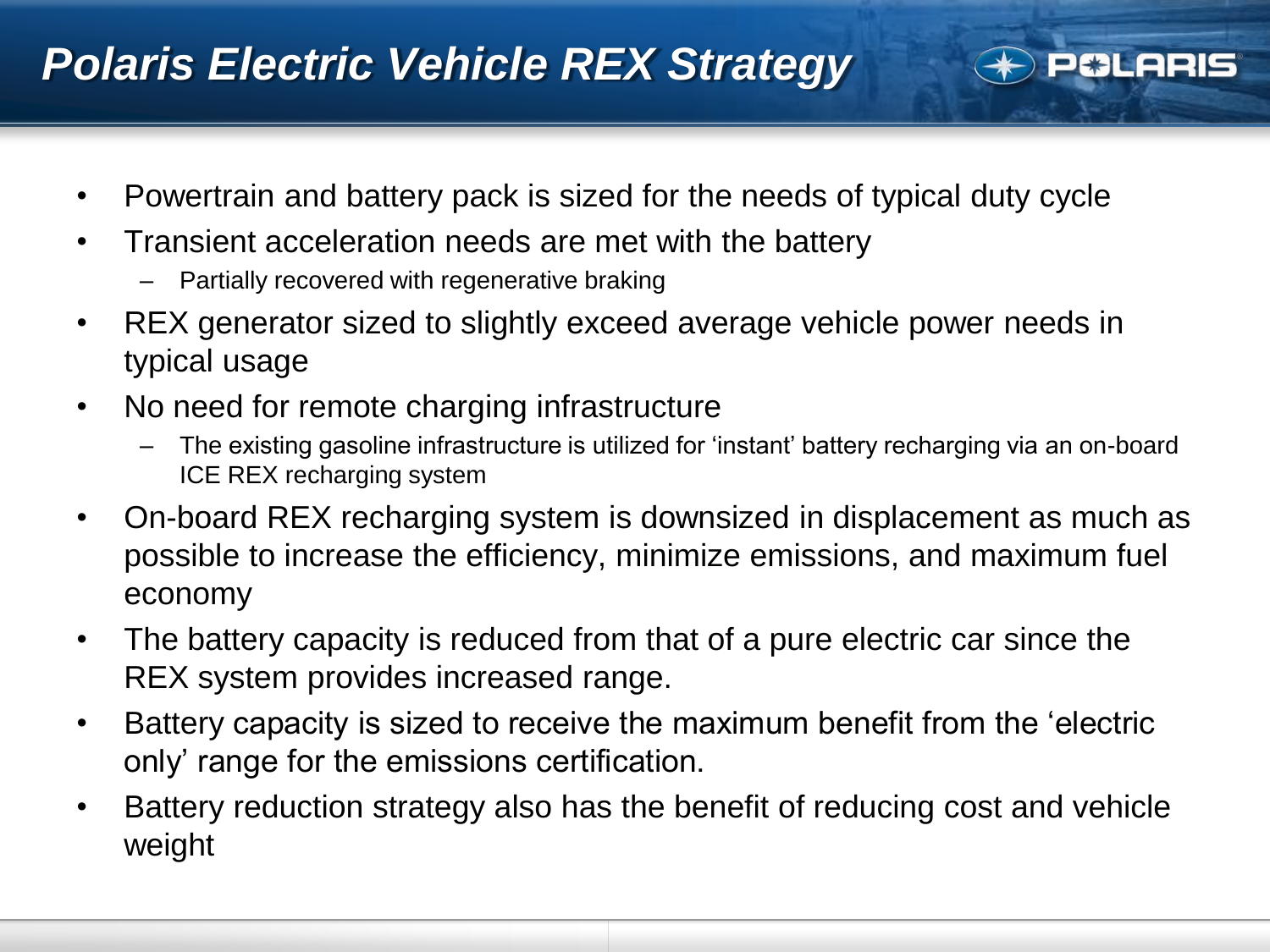# Polaris Electric Vehicle REX Strategy

- Powertrain and battery pack is sized for the needs of typical duty cycle
- Transient acceleration needs are met with the battery
  - Partially recovered with regenerative braking
- REX generator sized to slightly exceed average vehicle power needs in typical usage
- No need for remote charging infrastructure
  - The existing gasoline infrastructure is utilized for 'instant' battery recharging via an on-board ICE REX recharging system
- On-board REX recharging system is downsized in displacement as much as possible to increase the efficiency, minimize emissions, and maximum fuel economy
- The battery capacity is reduced from that of a pure electric car since the REX system provides increased range.
- Battery capacity is sized to receive the maximum benefit from the 'electric only' range for the emissions certification.
- Battery reduction strategy also has the benefit of reducing cost and vehicle weight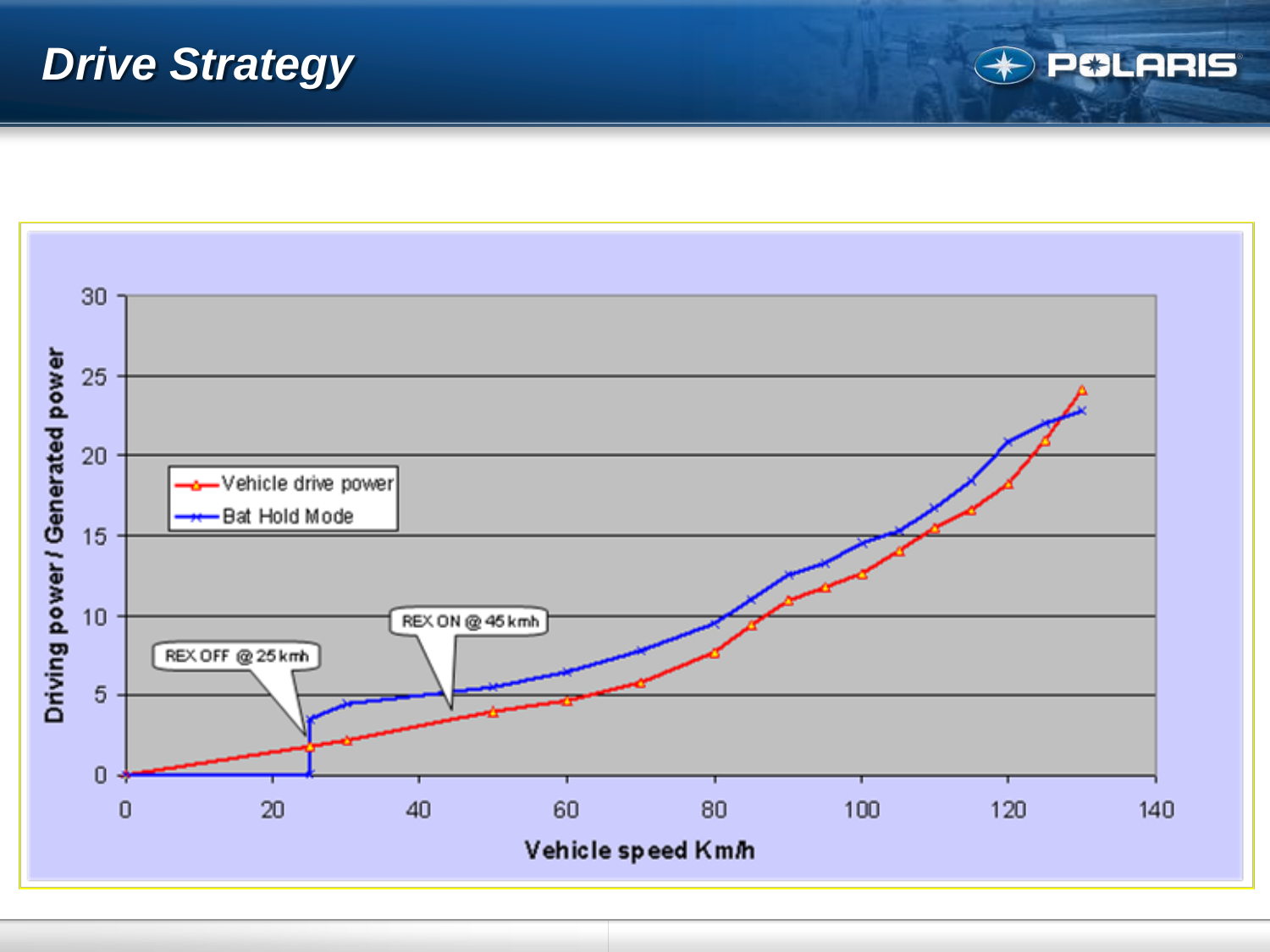# Drive Strategy

Driving power / Generated power

Vehicle drive power

Bat Hold Mode

REX OFF @ 25 kmh

REX ON @ 45 kmh

Vehicle speed Km/h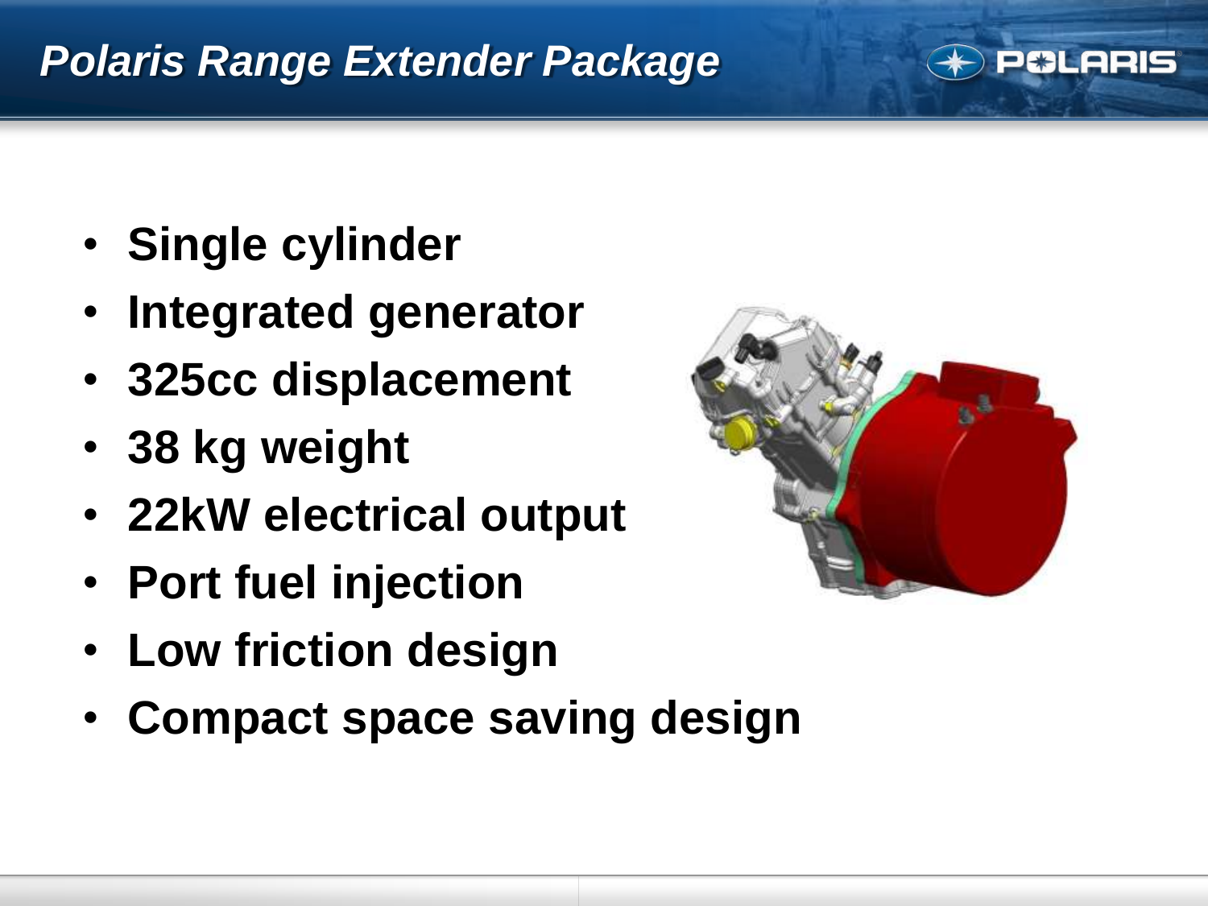# *Polaris Range Extender Package*

- **Single cylinder**
- **Integrated generator**
- **325cc displacement**
- **38 kg weight**
- **22kW electrical output**
- **Port fuel injection**
- **Low friction design**
- **Compact space saving design**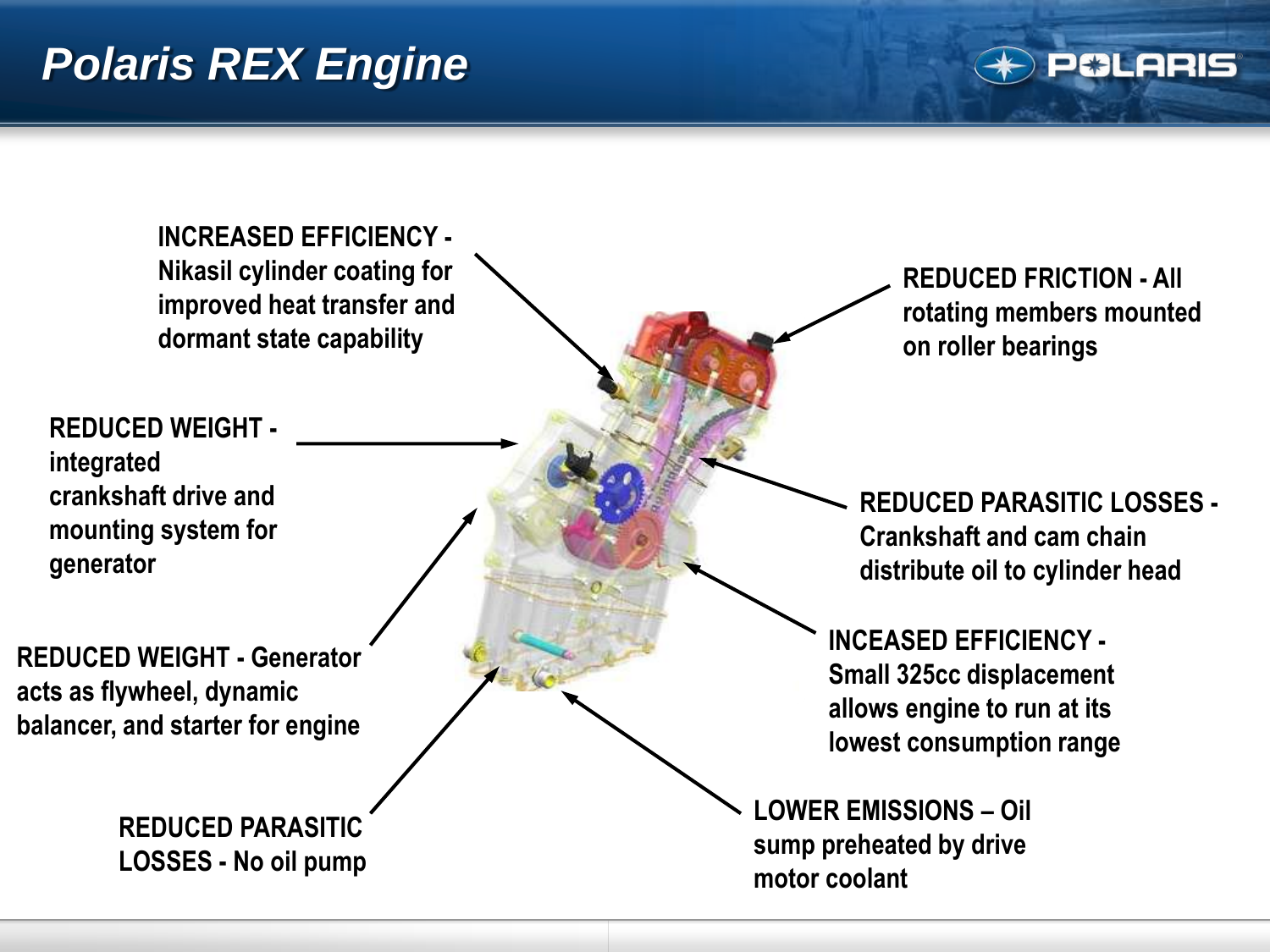# Polaris REX Engine

**INCREASED EFFICIENCY -** Nikasil cylinder coating for improved heat transfer and dormant state capability

**REDUCED FRICTION - All** rotating members mounted on roller bearings

**REDUCED WEIGHT -** integrated crankshaft drive and mounting system for generator

**REDUCED PARASITIC LOSSES -** Crankshaft and cam chain distribute oil to cylinder head

**REDUCED WEIGHT -** Generator acts as flywheel, dynamic balancer, and starter for engine

**INCEASED EFFICIENCY -** Small 325cc displacement allows engine to run at its lowest consumption range

**REDUCED PARASITIC LOSSES -** No oil pump

**LOWER EMISSIONS –** Oil sump preheated by drive motor coolant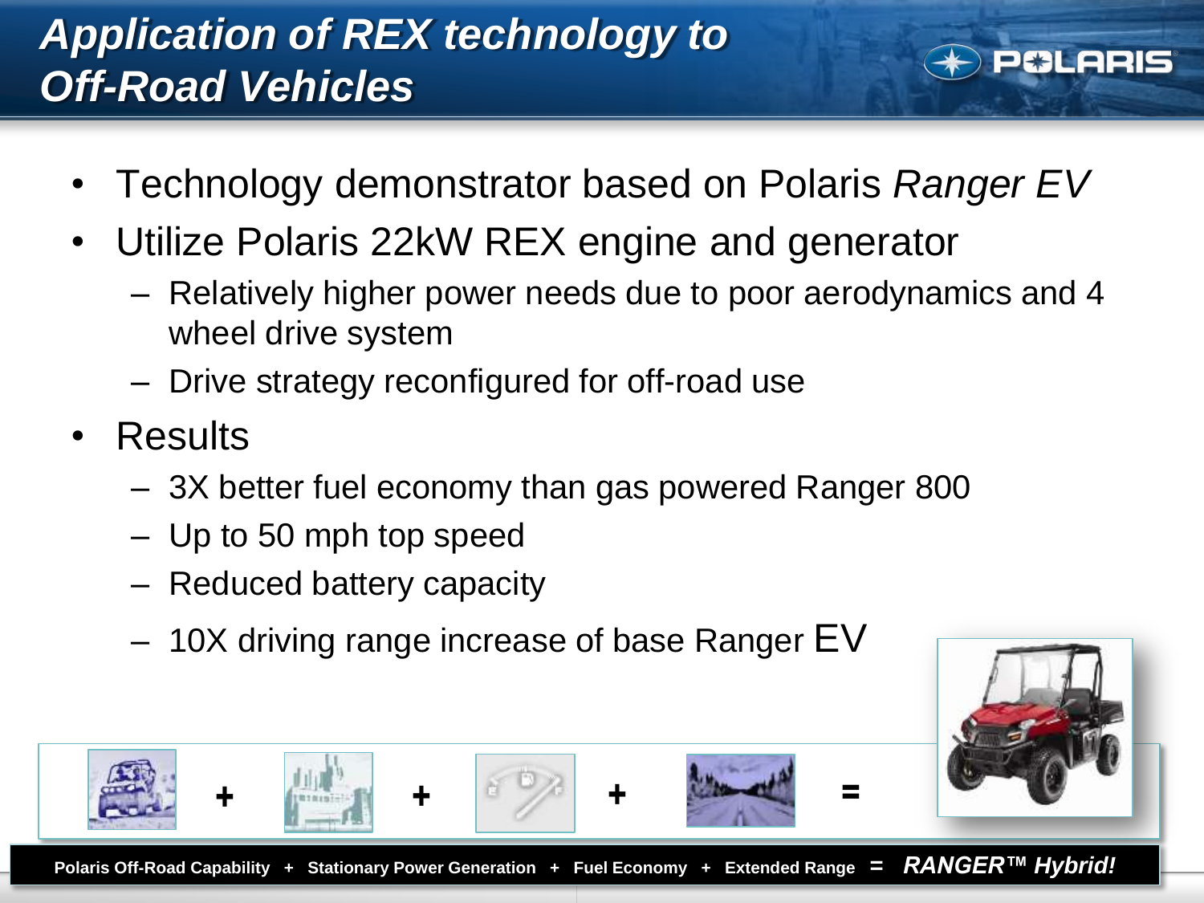# Application of REX technology to Off-Road Vehicles

- Technology demonstrator based on Polaris *Ranger EV*
- Utilize Polaris 22kW REX engine and generator
  - Relatively higher power needs due to poor aerodynamics and 4 wheel drive system
  - Drive strategy reconfigured for off-road use
- Results
  - 3X better fuel economy than gas powered Ranger 800
  - Up to 50 mph top speed
  - Reduced battery capacity
  - 10X driving range increase of base Ranger EV

**Polaris Off-Road Capability + Stationary Power Generation + Fuel Economy + Extended Range =** ***RANGER™ Hybrid!***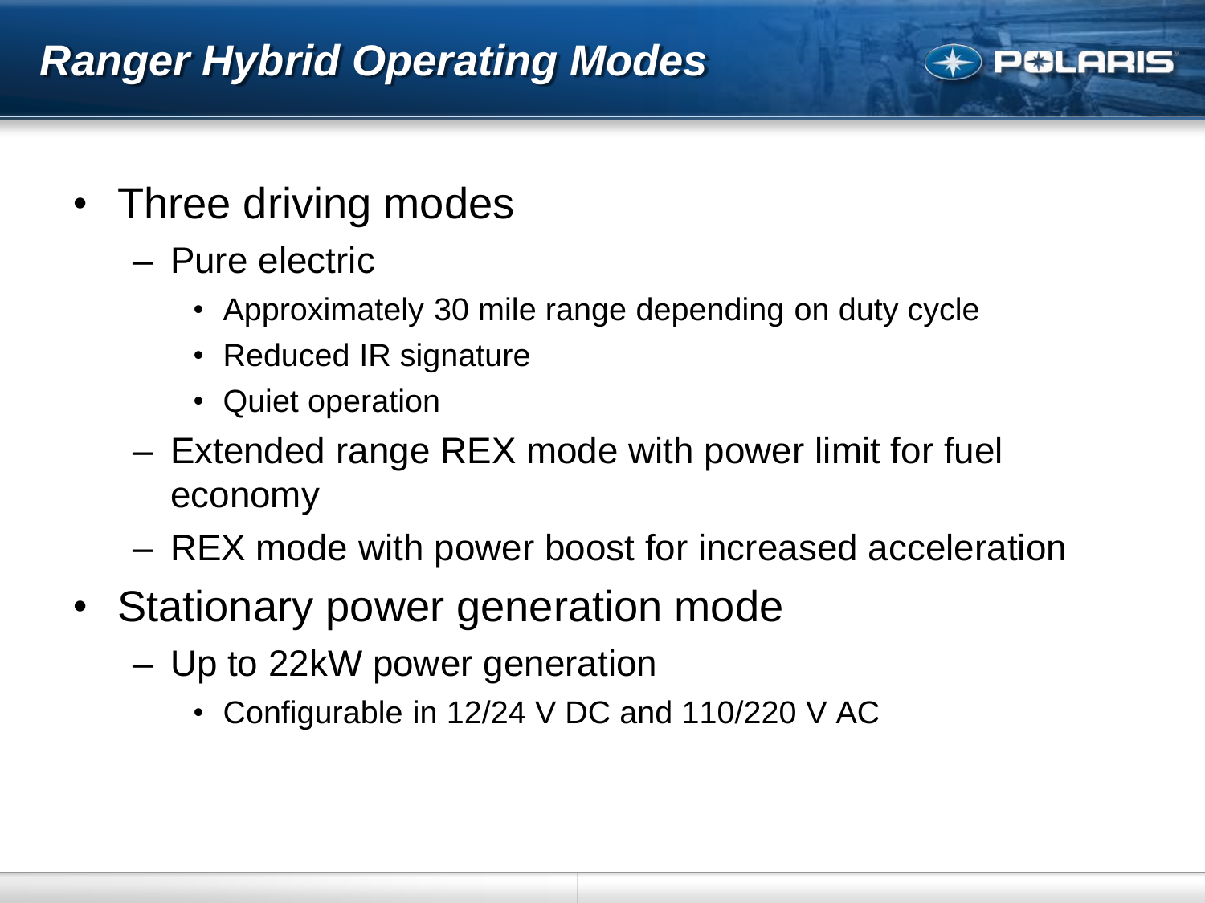# Ranger Hybrid Operating Modes

- Three driving modes
  - Pure electric
    - Approximately 30 mile range depending on duty cycle
    - Reduced IR signature
    - Quiet operation
  - Extended range REX mode with power limit for fuel economy
  - REX mode with power boost for increased acceleration
- Stationary power generation mode
  - Up to 22kW power generation
    - Configurable in 12/24 V DC and 110/220 V AC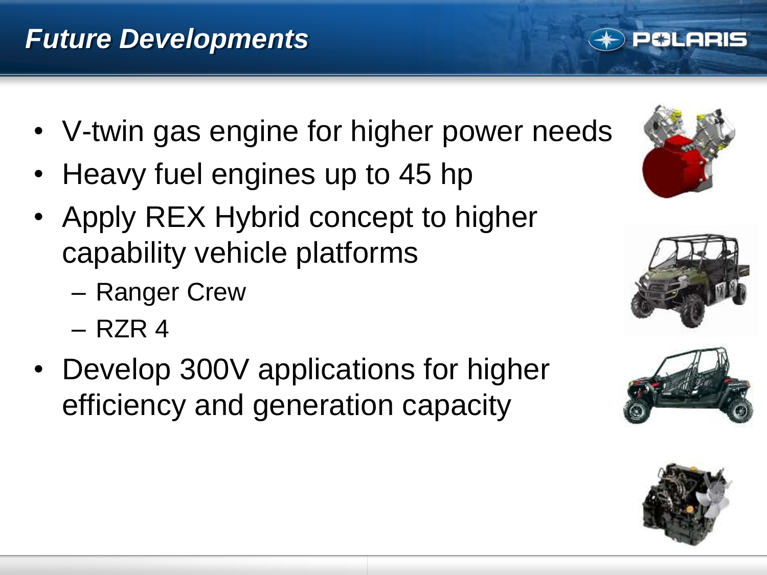# Future Developments

- V-twin gas engine for higher power needs
- Heavy fuel engines up to 45 hp
- Apply REX Hybrid concept to higher capability vehicle platforms
  - Ranger Crew
  - RZR 4
- Develop 300V applications for higher efficiency and generation capacity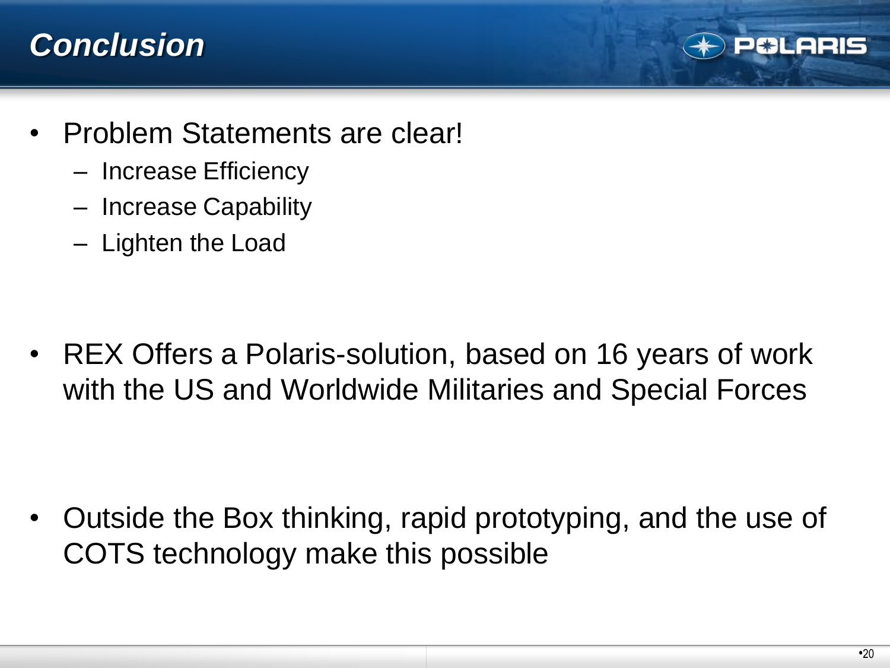# *Conclusion*

- Problem Statements are clear!
  - Increase Efficiency
  - Increase Capability
  - Lighten the Load

- REX Offers a Polaris-solution, based on 16 years of work with the US and Worldwide Militaries and Special Forces

- Outside the Box thinking, rapid prototyping, and the use of COTS technology make this possible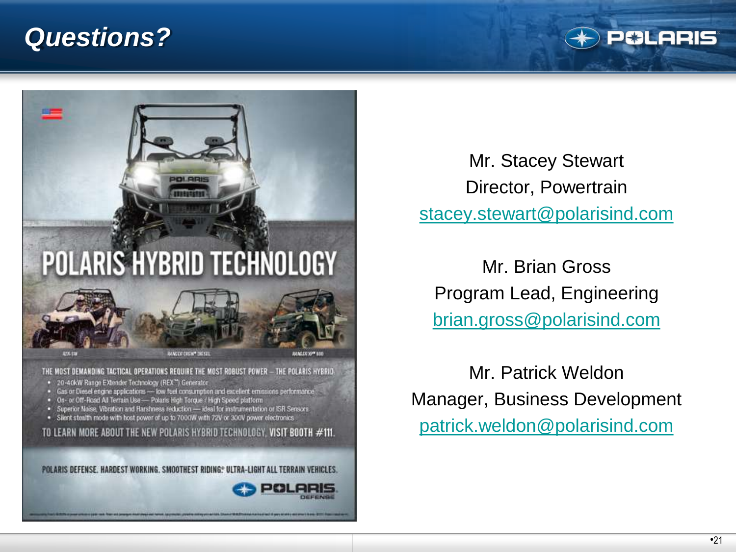# Questions?

POLARIS HYBRID TECHNOLOGY

RZR-SW

RANGER CREW® DIESEL

RANGER XP® 800

THE MOST DEMANDING TACTICAL OPERATIONS REQUIRE THE MOST ROBUST POWER – THE POLARIS HYBRID.

- 20-40kW Range EXtender Technology (REX™) Generator
- Gas or Diesel engine applications — low fuel consumption and excellent emissions performance
- On- or Off-Road All Terrain Use — Polaris High Torque / High Speed platform
- Superior Noise, Vibration and Harshness reduction — ideal for instrumentation or ISR Sensors
- Silent stealth mode with host power of up to 7000W with 72V or 300V power electronics

TO LEARN MORE ABOUT THE NEW POLARIS HYBRID TECHNOLOGY, VISIT BOOTH #111.

POLARIS DEFENSE. HARDEST WORKING. SMOOTHEST RIDING® ULTRA-LIGHT ALL TERRAIN VEHICLES.

POLARIS DEFENSE

Mr. Stacey Stewart
Director, Powertrain
stacey.stewart@polarisind.com

Mr. Brian Gross
Program Lead, Engineering
brian.gross@polarisind.com

Mr. Patrick Weldon
Manager, Business Development
patrick.weldon@polarisind.com